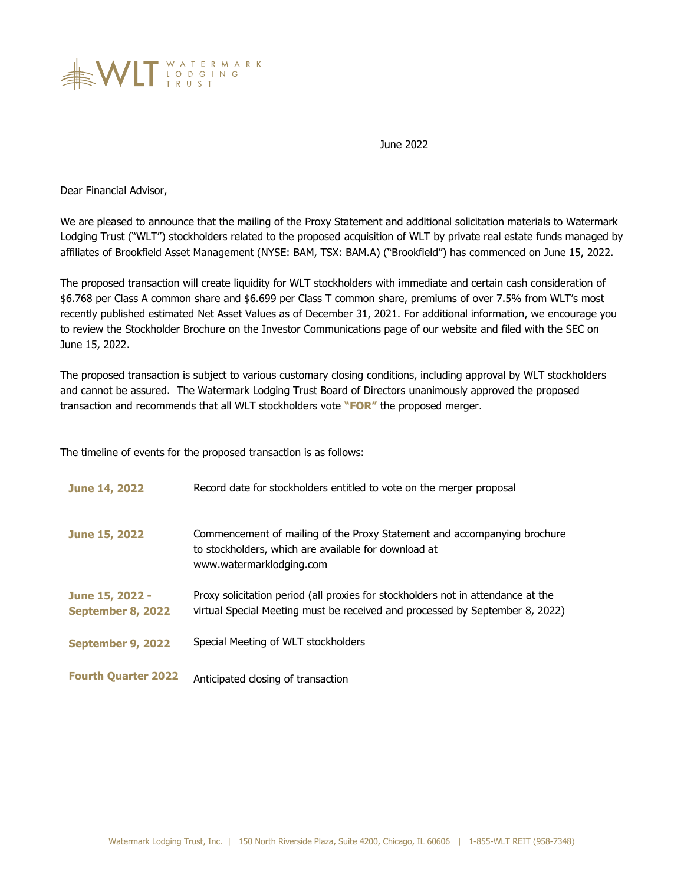WLT WATERMARK LODGING TRUST

June 2022

Dear Financial Advisor,

We are pleased to announce that the mailing of the Proxy Statement and additional solicitation materials to Watermark Lodging Trust ("WLT") stockholders related to the proposed acquisition of WLT by private real estate funds managed by affiliates of Brookfield Asset Management (NYSE: BAM, TSX: BAM.A) ("Brookfield") has commenced on June 15, 2022.

The proposed transaction will create liquidity for WLT stockholders with immediate and certain cash consideration of $6.768 per Class A common share and $6.699 per Class T common share, premiums of over 7.5% from WLT's most recently published estimated Net Asset Values as of December 31, 2021. For additional information, we encourage you to review the Stockholder Brochure on the Investor Communications page of our website and filed with the SEC on June 15, 2022.

The proposed transaction is subject to various customary closing conditions, including approval by WLT stockholders and cannot be assured. The Watermark Lodging Trust Board of Directors unanimously approved the proposed transaction and recommends that all WLT stockholders vote **"FOR"** the proposed merger.

The timeline of events for the proposed transaction is as follows:

| | |
|---|---|
| **June 14, 2022** | Record date for stockholders entitled to vote on the merger proposal |
| **June 15, 2022** | Commencement of mailing of the Proxy Statement and accompanying brochure to stockholders, which are available for download at www.watermarklodging.com |
| **June 15, 2022 - September 8, 2022** | Proxy solicitation period (all proxies for stockholders not in attendance at the virtual Special Meeting must be received and processed by September 8, 2022) |
| **September 9, 2022** | Special Meeting of WLT stockholders |
| **Fourth Quarter 2022** | Anticipated closing of transaction |

Watermark Lodging Trust, Inc. | 150 North Riverside Plaza, Suite 4200, Chicago, IL 60606 | 1-855-WLT REIT (958-7348)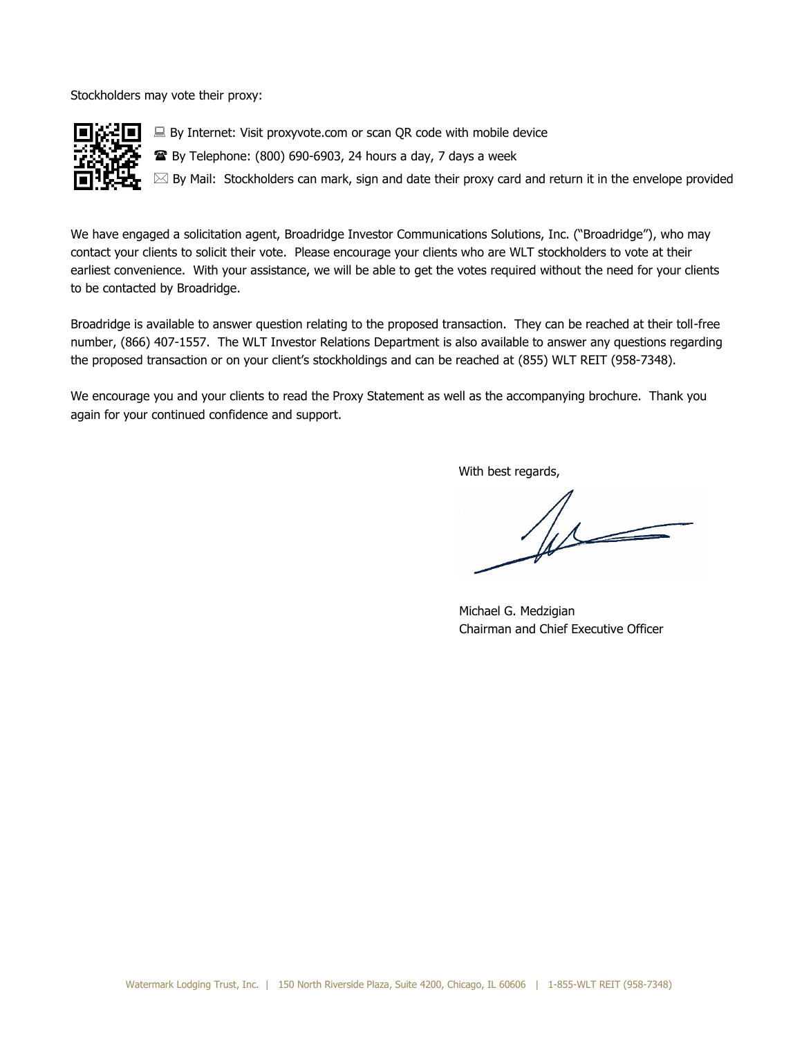Stockholders may vote their proxy:

- 💻 By Internet: Visit proxyvote.com or scan QR code with mobile device
- ☎ By Telephone: (800) 690-6903, 24 hours a day, 7 days a week
- ✉ By Mail: Stockholders can mark, sign and date their proxy card and return it in the envelope provided

We have engaged a solicitation agent, Broadridge Investor Communications Solutions, Inc. ("Broadridge"), who may contact your clients to solicit their vote. Please encourage your clients who are WLT stockholders to vote at their earliest convenience. With your assistance, we will be able to get the votes required without the need for your clients to be contacted by Broadridge.

Broadridge is available to answer question relating to the proposed transaction. They can be reached at their toll-free number, (866) 407-1557. The WLT Investor Relations Department is also available to answer any questions regarding the proposed transaction or on your client's stockholdings and can be reached at (855) WLT REIT (958-7348).

We encourage you and your clients to read the Proxy Statement as well as the accompanying brochure. Thank you again for your continued confidence and support.

With best regards,

Michael G. Medzigian
Chairman and Chief Executive Officer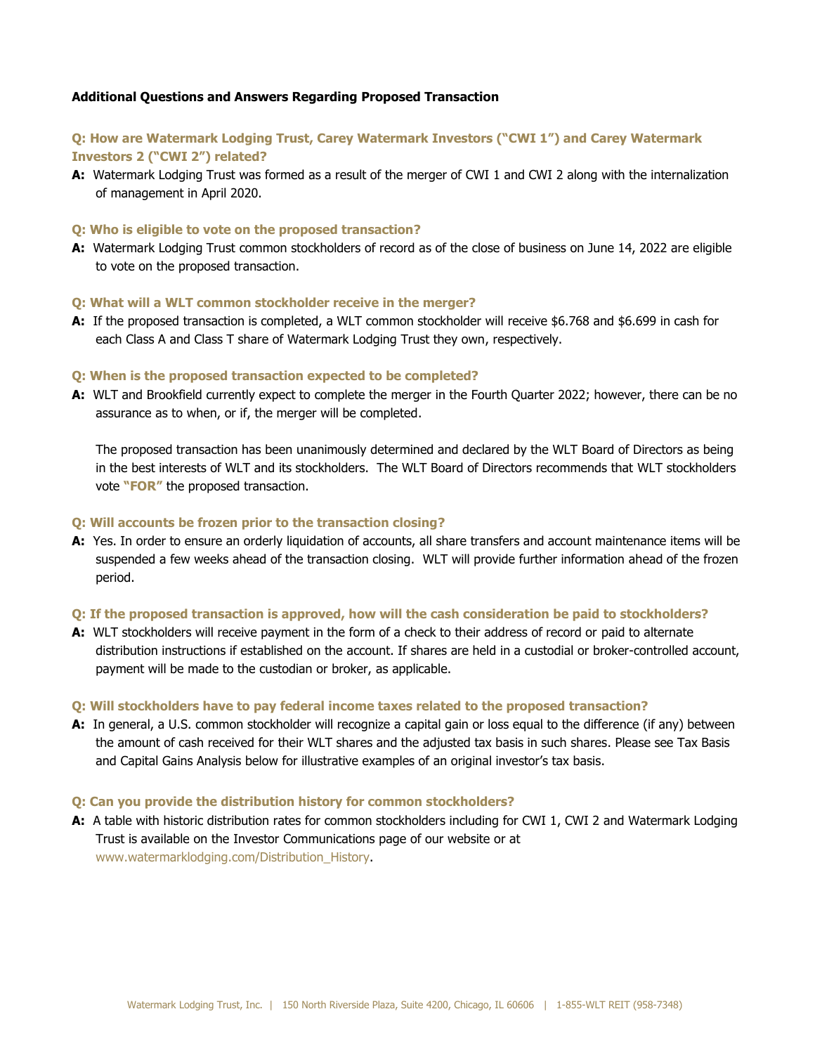**Additional Questions and Answers Regarding Proposed Transaction**

**Q: How are Watermark Lodging Trust, Carey Watermark Investors ("CWI 1") and Carey Watermark Investors 2 ("CWI 2") related?**

**A:** Watermark Lodging Trust was formed as a result of the merger of CWI 1 and CWI 2 along with the internalization of management in April 2020.

**Q: Who is eligible to vote on the proposed transaction?**

**A:** Watermark Lodging Trust common stockholders of record as of the close of business on June 14, 2022 are eligible to vote on the proposed transaction.

**Q: What will a WLT common stockholder receive in the merger?**

**A:** If the proposed transaction is completed, a WLT common stockholder will receive $6.768 and $6.699 in cash for each Class A and Class T share of Watermark Lodging Trust they own, respectively.

**Q: When is the proposed transaction expected to be completed?**

**A:** WLT and Brookfield currently expect to complete the merger in the Fourth Quarter 2022; however, there can be no assurance as to when, or if, the merger will be completed.

The proposed transaction has been unanimously determined and declared by the WLT Board of Directors as being in the best interests of WLT and its stockholders. The WLT Board of Directors recommends that WLT stockholders vote **"FOR"** the proposed transaction.

**Q: Will accounts be frozen prior to the transaction closing?**

**A:** Yes. In order to ensure an orderly liquidation of accounts, all share transfers and account maintenance items will be suspended a few weeks ahead of the transaction closing. WLT will provide further information ahead of the frozen period.

**Q: If the proposed transaction is approved, how will the cash consideration be paid to stockholders?**

**A:** WLT stockholders will receive payment in the form of a check to their address of record or paid to alternate distribution instructions if established on the account. If shares are held in a custodial or broker-controlled account, payment will be made to the custodian or broker, as applicable.

**Q: Will stockholders have to pay federal income taxes related to the proposed transaction?**

**A:** In general, a U.S. common stockholder will recognize a capital gain or loss equal to the difference (if any) between the amount of cash received for their WLT shares and the adjusted tax basis in such shares. Please see Tax Basis and Capital Gains Analysis below for illustrative examples of an original investor's tax basis.

**Q: Can you provide the distribution history for common stockholders?**

**A:** A table with historic distribution rates for common stockholders including for CWI 1, CWI 2 and Watermark Lodging Trust is available on the Investor Communications page of our website or at www.watermarklodging.com/Distribution_History.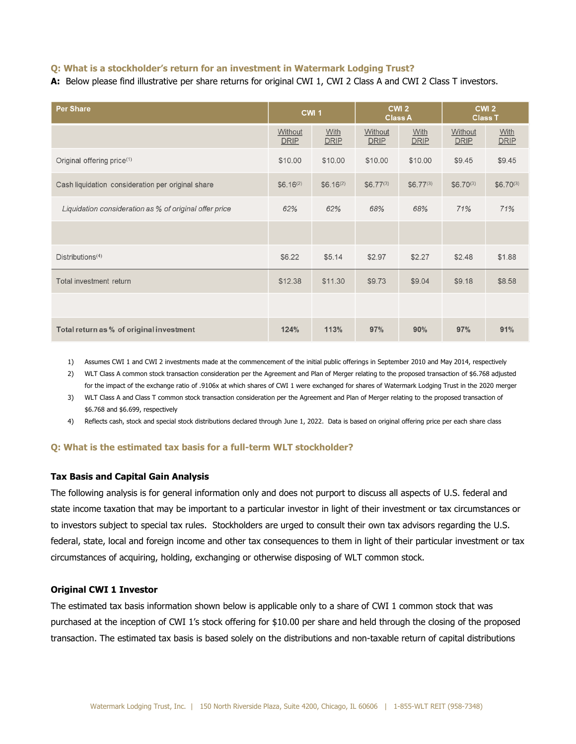**Q: What is a stockholder's return for an investment in Watermark Lodging Trust?**

**A:** Below please find illustrative per share returns for original CWI 1, CWI 2 Class A and CWI 2 Class T investors.

| Per Share | CWI 1 | | CWI 2 Class A | | CWI 2 Class T | |
|---|---|---|---|---|---|---|
| | Without DRIP | With DRIP | Without DRIP | With DRIP | Without DRIP | With DRIP |
| Original offering price[1] | $10.00 | $10.00 | $10.00 | $10.00 | $9.45 | $9.45 |
| Cash liquidation consideration per original share | $6.16[2] | $6.16[2] | $6.77[3] | $6.77[3] | $6.70[3] | $6.70[3] |
| *Liquidation consideration as % of original offer price* | *62%* | *62%* | *68%* | *68%* | *71%* | *71%* |
| | | | | | | |
| Distributions[4] | $6.22 | $5.14 | $2.97 | $2.27 | $2.48 | $1.88 |
| Total investment return | $12.38 | $11.30 | $9.73 | $9.04 | $9.18 | $8.58 |
| | | | | | | |
| **Total return as % of original investment** | **124%** | **113%** | **97%** | **90%** | **97%** | **91%** |

1) Assumes CWI 1 and CWI 2 investments made at the commencement of the initial public offerings in September 2010 and May 2014, respectively
2) WLT Class A common stock transaction consideration per the Agreement and Plan of Merger relating to the proposed transaction of $6.768 adjusted for the impact of the exchange ratio of .9106x at which shares of CWI 1 were exchanged for shares of Watermark Lodging Trust in the 2020 merger
3) WLT Class A and Class T common stock transaction consideration per the Agreement and Plan of Merger relating to the proposed transaction of $6.768 and $6.699, respectively
4) Reflects cash, stock and special stock distributions declared through June 1, 2022. Data is based on original offering price per each share class

**Q: What is the estimated tax basis for a full-term WLT stockholder?**

**Tax Basis and Capital Gain Analysis**

The following analysis is for general information only and does not purport to discuss all aspects of U.S. federal and state income taxation that may be important to a particular investor in light of their investment or tax circumstances or to investors subject to special tax rules. Stockholders are urged to consult their own tax advisors regarding the U.S. federal, state, local and foreign income and other tax consequences to them in light of their particular investment or tax circumstances of acquiring, holding, exchanging or otherwise disposing of WLT common stock.

**Original CWI 1 Investor**

The estimated tax basis information shown below is applicable only to a share of CWI 1 common stock that was purchased at the inception of CWI 1's stock offering for $10.00 per share and held through the closing of the proposed transaction. The estimated tax basis is based solely on the distributions and non-taxable return of capital distributions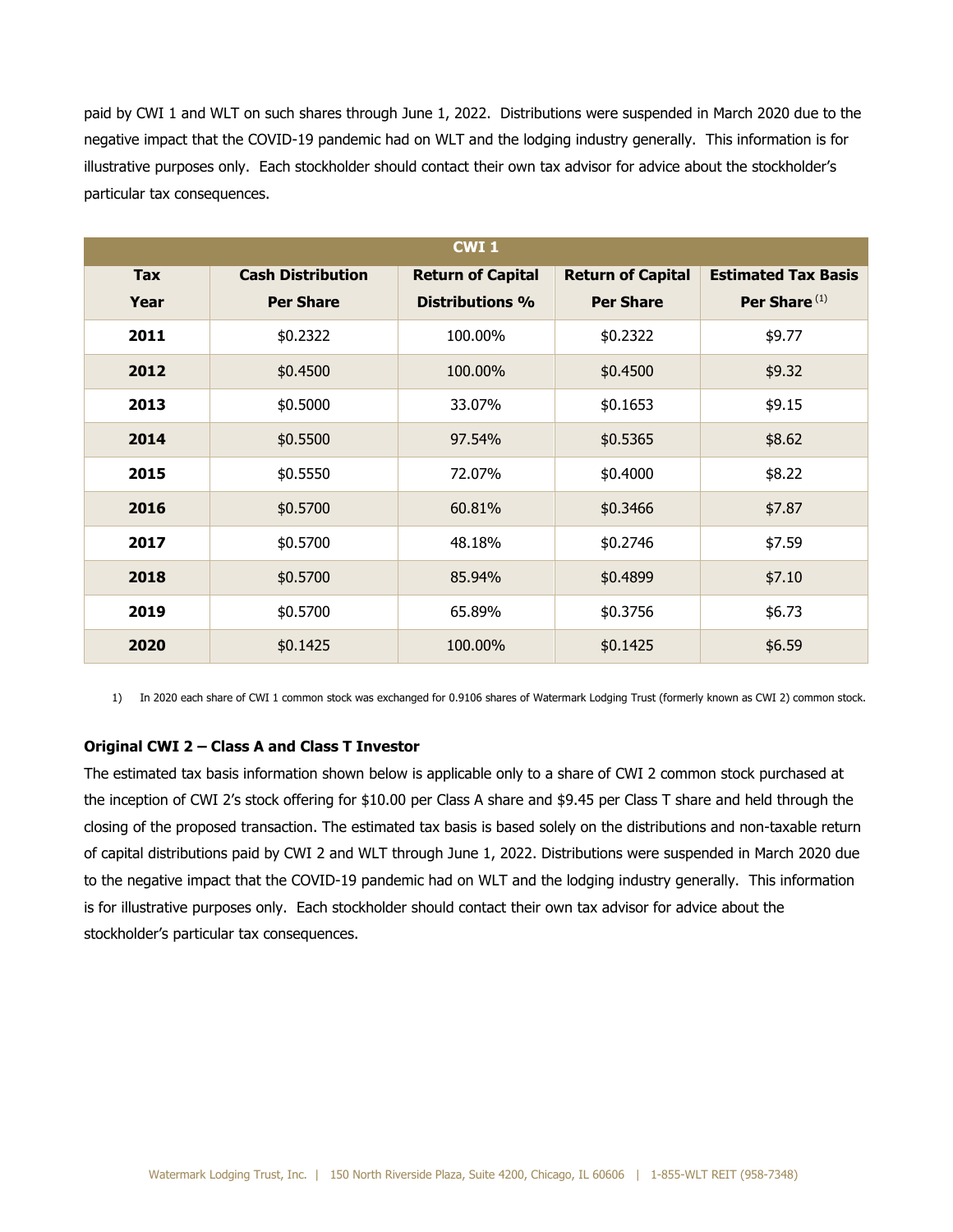paid by CWI 1 and WLT on such shares through June 1, 2022. Distributions were suspended in March 2020 due to the negative impact that the COVID-19 pandemic had on WLT and the lodging industry generally. This information is for illustrative purposes only. Each stockholder should contact their own tax advisor for advice about the stockholder's particular tax consequences.

| CWI 1 | | | | |
|---|---|---|---|---|
| **Tax Year** | **Cash Distribution Per Share** | **Return of Capital Distributions %** | **Return of Capital Per Share** | **Estimated Tax Basis Per Share** (1) |
| **2011** | $0.2322 | 100.00% | $0.2322 | $9.77 |
| **2012** | $0.4500 | 100.00% | $0.4500 | $9.32 |
| **2013** | $0.5000 | 33.07% | $0.1653 | $9.15 |
| **2014** | $0.5500 | 97.54% | $0.5365 | $8.62 |
| **2015** | $0.5550 | 72.07% | $0.4000 | $8.22 |
| **2016** | $0.5700 | 60.81% | $0.3466 | $7.87 |
| **2017** | $0.5700 | 48.18% | $0.2746 | $7.59 |
| **2018** | $0.5700 | 85.94% | $0.4899 | $7.10 |
| **2019** | $0.5700 | 65.89% | $0.3756 | $6.73 |
| **2020** | $0.1425 | 100.00% | $0.1425 | $6.59 |

1) In 2020 each share of CWI 1 common stock was exchanged for 0.9106 shares of Watermark Lodging Trust (formerly known as CWI 2) common stock.

**Original CWI 2 – Class A and Class T Investor**

The estimated tax basis information shown below is applicable only to a share of CWI 2 common stock purchased at the inception of CWI 2's stock offering for $10.00 per Class A share and $9.45 per Class T share and held through the closing of the proposed transaction. The estimated tax basis is based solely on the distributions and non-taxable return of capital distributions paid by CWI 2 and WLT through June 1, 2022. Distributions were suspended in March 2020 due to the negative impact that the COVID-19 pandemic had on WLT and the lodging industry generally. This information is for illustrative purposes only. Each stockholder should contact their own tax advisor for advice about the stockholder's particular tax consequences.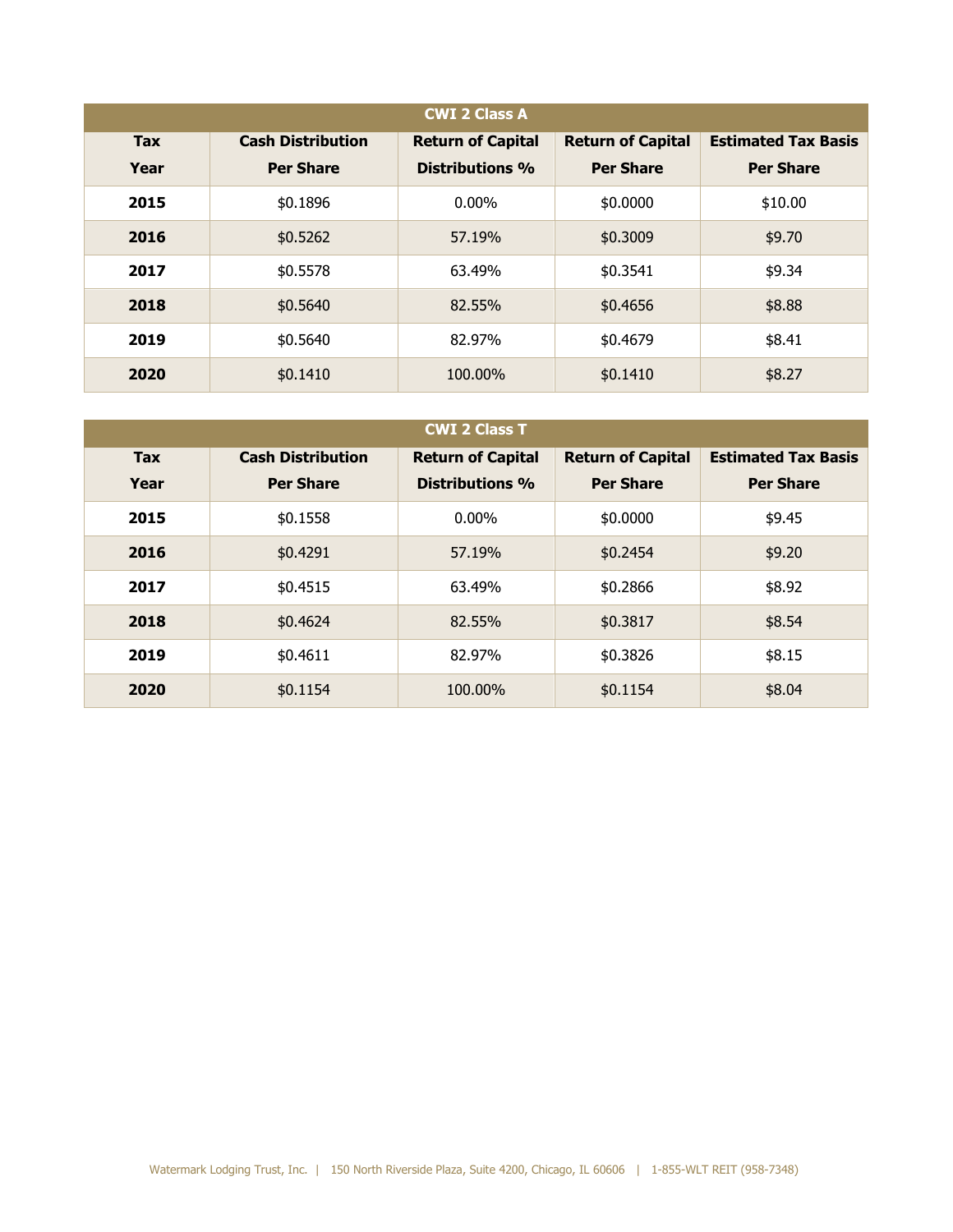| CWI 2 Class A | | | | |
|---|---|---|---|---|
| **Tax Year** | **Cash Distribution Per Share** | **Return of Capital Distributions %** | **Return of Capital Per Share** | **Estimated Tax Basis Per Share** |
| **2015** | $0.1896 | 0.00% | $0.0000 | $10.00 |
| **2016** | $0.5262 | 57.19% | $0.3009 | $9.70 |
| **2017** | $0.5578 | 63.49% | $0.3541 | $9.34 |
| **2018** | $0.5640 | 82.55% | $0.4656 | $8.88 |
| **2019** | $0.5640 | 82.97% | $0.4679 | $8.41 |
| **2020** | $0.1410 | 100.00% | $0.1410 | $8.27 |

| CWI 2 Class T | | | | |
|---|---|---|---|---|
| **Tax Year** | **Cash Distribution Per Share** | **Return of Capital Distributions %** | **Return of Capital Per Share** | **Estimated Tax Basis Per Share** |
| **2015** | $0.1558 | 0.00% | $0.0000 | $9.45 |
| **2016** | $0.4291 | 57.19% | $0.2454 | $9.20 |
| **2017** | $0.4515 | 63.49% | $0.2866 | $8.92 |
| **2018** | $0.4624 | 82.55% | $0.3817 | $8.54 |
| **2019** | $0.4611 | 82.97% | $0.3826 | $8.15 |
| **2020** | $0.1154 | 100.00% | $0.1154 | $8.04 |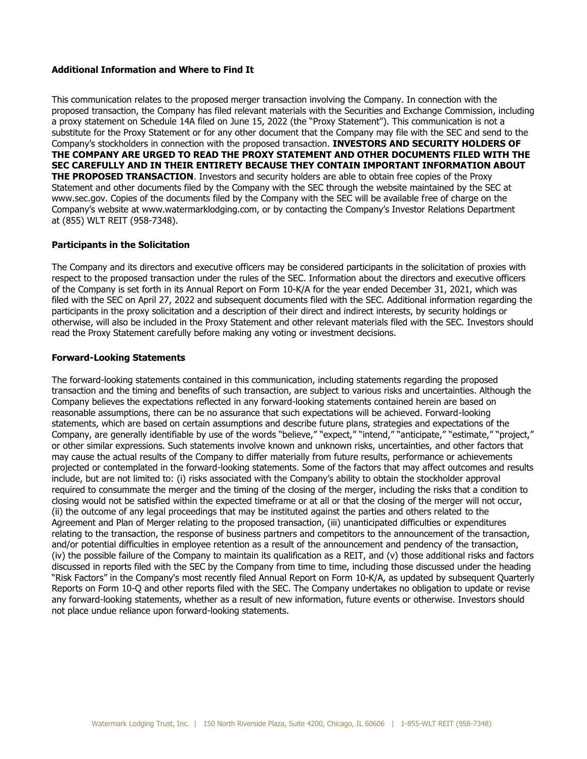**Additional Information and Where to Find It**

This communication relates to the proposed merger transaction involving the Company. In connection with the proposed transaction, the Company has filed relevant materials with the Securities and Exchange Commission, including a proxy statement on Schedule 14A filed on June 15, 2022 (the "Proxy Statement"). This communication is not a substitute for the Proxy Statement or for any other document that the Company may file with the SEC and send to the Company's stockholders in connection with the proposed transaction. **INVESTORS AND SECURITY HOLDERS OF THE COMPANY ARE URGED TO READ THE PROXY STATEMENT AND OTHER DOCUMENTS FILED WITH THE SEC CAREFULLY AND IN THEIR ENTIRETY BECAUSE THEY CONTAIN IMPORTANT INFORMATION ABOUT THE PROPOSED TRANSACTION**. Investors and security holders are able to obtain free copies of the Proxy Statement and other documents filed by the Company with the SEC through the website maintained by the SEC at www.sec.gov. Copies of the documents filed by the Company with the SEC will be available free of charge on the Company's website at www.watermarklodging.com, or by contacting the Company's Investor Relations Department at (855) WLT REIT (958-7348).

**Participants in the Solicitation**

The Company and its directors and executive officers may be considered participants in the solicitation of proxies with respect to the proposed transaction under the rules of the SEC. Information about the directors and executive officers of the Company is set forth in its Annual Report on Form 10-K/A for the year ended December 31, 2021, which was filed with the SEC on April 27, 2022 and subsequent documents filed with the SEC. Additional information regarding the participants in the proxy solicitation and a description of their direct and indirect interests, by security holdings or otherwise, will also be included in the Proxy Statement and other relevant materials filed with the SEC. Investors should read the Proxy Statement carefully before making any voting or investment decisions.

**Forward-Looking Statements**

The forward-looking statements contained in this communication, including statements regarding the proposed transaction and the timing and benefits of such transaction, are subject to various risks and uncertainties. Although the Company believes the expectations reflected in any forward-looking statements contained herein are based on reasonable assumptions, there can be no assurance that such expectations will be achieved. Forward-looking statements, which are based on certain assumptions and describe future plans, strategies and expectations of the Company, are generally identifiable by use of the words "believe," "expect," "intend," "anticipate," "estimate," "project," or other similar expressions. Such statements involve known and unknown risks, uncertainties, and other factors that may cause the actual results of the Company to differ materially from future results, performance or achievements projected or contemplated in the forward-looking statements. Some of the factors that may affect outcomes and results include, but are not limited to: (i) risks associated with the Company's ability to obtain the stockholder approval required to consummate the merger and the timing of the closing of the merger, including the risks that a condition to closing would not be satisfied within the expected timeframe or at all or that the closing of the merger will not occur, (ii) the outcome of any legal proceedings that may be instituted against the parties and others related to the Agreement and Plan of Merger relating to the proposed transaction, (iii) unanticipated difficulties or expenditures relating to the transaction, the response of business partners and competitors to the announcement of the transaction, and/or potential difficulties in employee retention as a result of the announcement and pendency of the transaction, (iv) the possible failure of the Company to maintain its qualification as a REIT, and (v) those additional risks and factors discussed in reports filed with the SEC by the Company from time to time, including those discussed under the heading "Risk Factors" in the Company's most recently filed Annual Report on Form 10-K/A, as updated by subsequent Quarterly Reports on Form 10-Q and other reports filed with the SEC. The Company undertakes no obligation to update or revise any forward-looking statements, whether as a result of new information, future events or otherwise. Investors should not place undue reliance upon forward-looking statements.